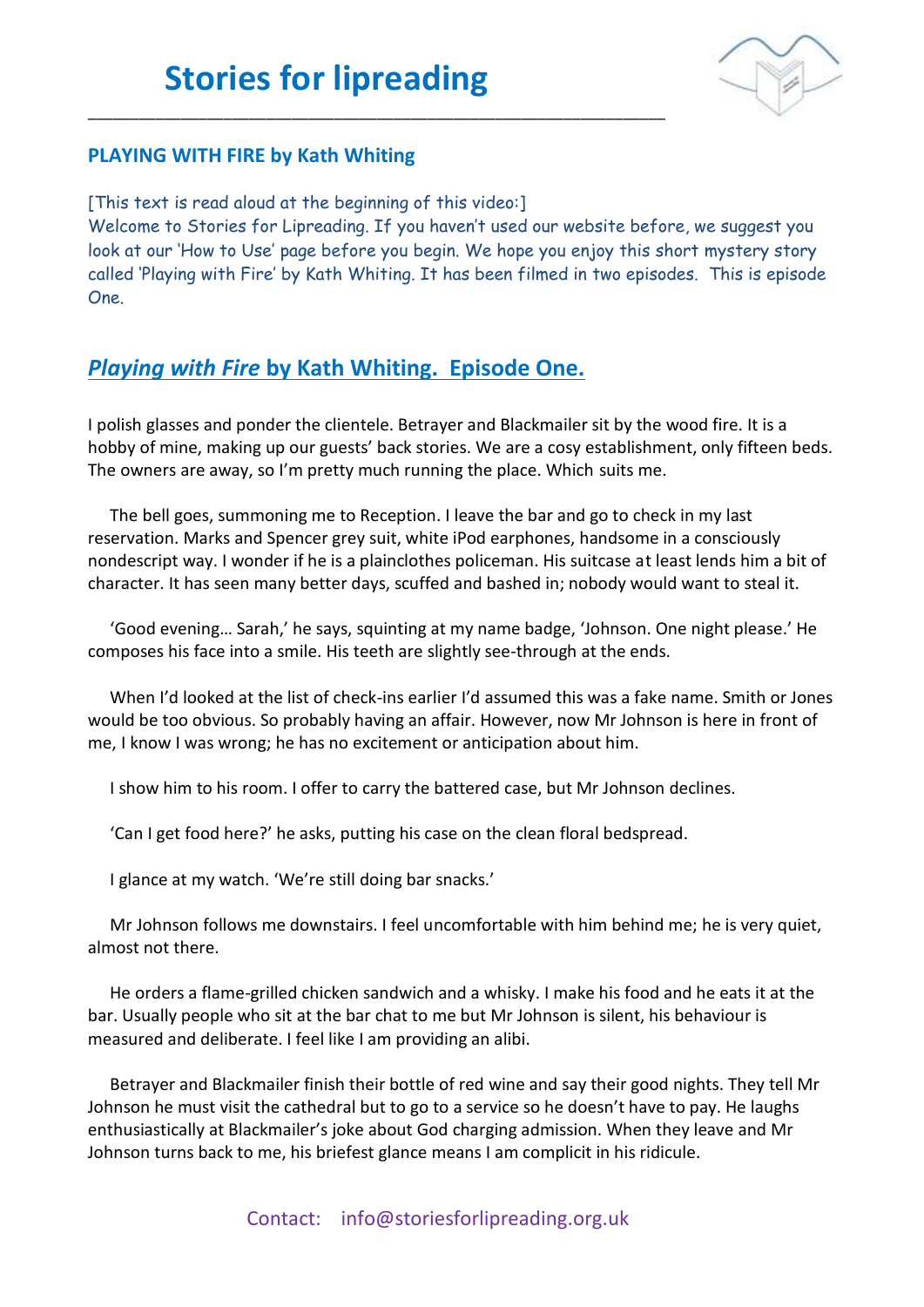# Stories for lipreading

## PLAYING WITH FIRE by Kath Whiting

[This text is read aloud at the beginning of this video:]
Welcome to Stories for Lipreading. If you haven't used our website before, we suggest you look at our 'How to Use' page before you begin. We hope you enjoy this short mystery story called 'Playing with Fire' by Kath Whiting. It has been filmed in two episodes. This is episode One.

## *Playing with Fire* by Kath Whiting. Episode One.

I polish glasses and ponder the clientele. Betrayer and Blackmailer sit by the wood fire. It is a hobby of mine, making up our guests' back stories. We are a cosy establishment, only fifteen beds. The owners are away, so I'm pretty much running the place. Which suits me.

The bell goes, summoning me to Reception. I leave the bar and go to check in my last reservation. Marks and Spencer grey suit, white iPod earphones, handsome in a consciously nondescript way. I wonder if he is a plainclothes policeman. His suitcase at least lends him a bit of character. It has seen many better days, scuffed and bashed in; nobody would want to steal it.

'Good evening… Sarah,' he says, squinting at my name badge, 'Johnson. One night please.' He composes his face into a smile. His teeth are slightly see-through at the ends.

When I'd looked at the list of check-ins earlier I'd assumed this was a fake name. Smith or Jones would be too obvious. So probably having an affair. However, now Mr Johnson is here in front of me, I know I was wrong; he has no excitement or anticipation about him.

I show him to his room. I offer to carry the battered case, but Mr Johnson declines.

'Can I get food here?' he asks, putting his case on the clean floral bedspread.

I glance at my watch. 'We're still doing bar snacks.'

Mr Johnson follows me downstairs. I feel uncomfortable with him behind me; he is very quiet, almost not there.

He orders a flame-grilled chicken sandwich and a whisky. I make his food and he eats it at the bar. Usually people who sit at the bar chat to me but Mr Johnson is silent, his behaviour is measured and deliberate. I feel like I am providing an alibi.

Betrayer and Blackmailer finish their bottle of red wine and say their good nights. They tell Mr Johnson he must visit the cathedral but to go to a service so he doesn't have to pay. He laughs enthusiastically at Blackmailer's joke about God charging admission. When they leave and Mr Johnson turns back to me, his briefest glance means I am complicit in his ridicule.

Contact: info@storiesforlipreading.org.uk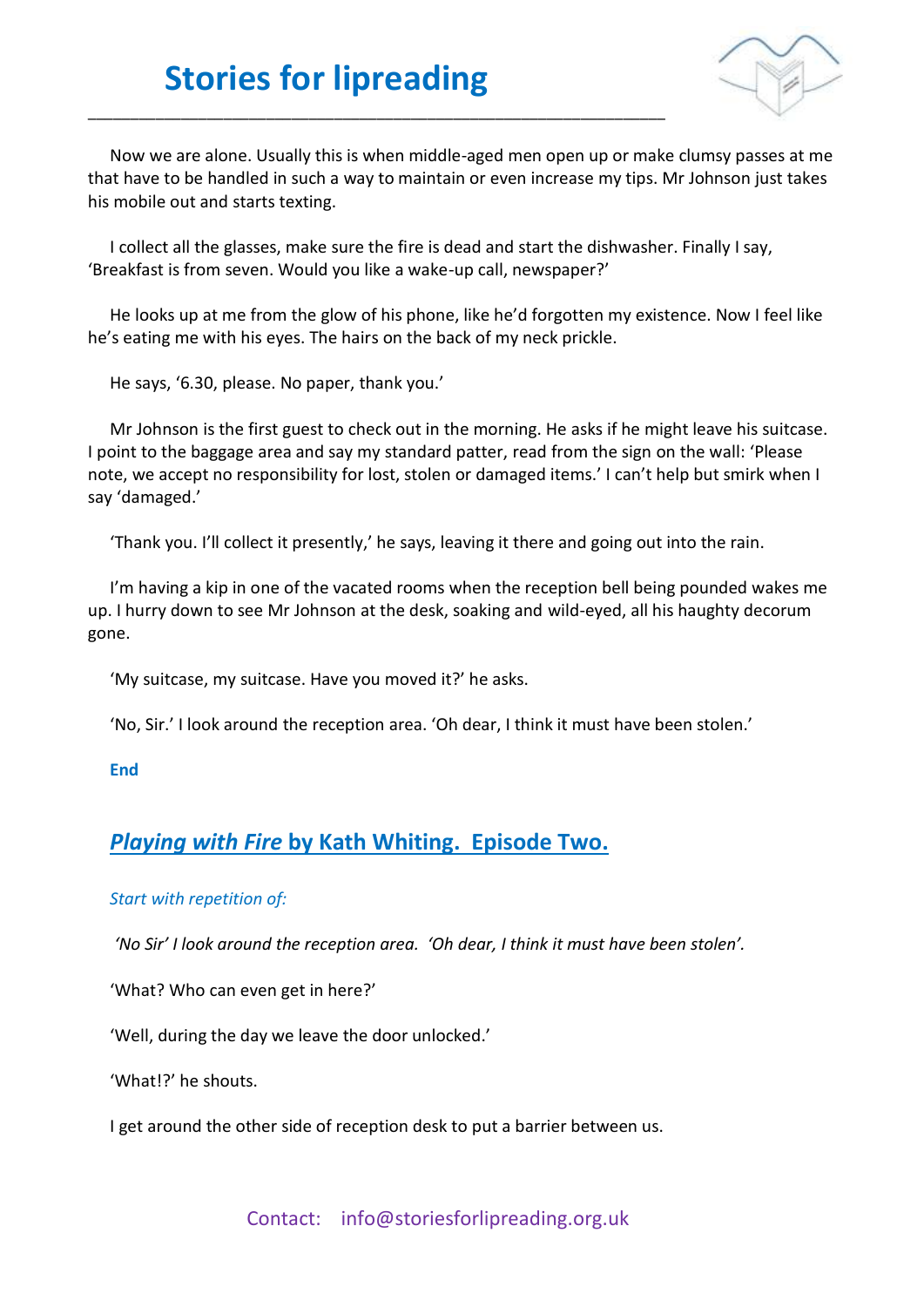Now we are alone. Usually this is when middle-aged men open up or make clumsy passes at me that have to be handled in such a way to maintain or even increase my tips. Mr Johnson just takes his mobile out and starts texting.

I collect all the glasses, make sure the fire is dead and start the dishwasher. Finally I say, 'Breakfast is from seven. Would you like a wake-up call, newspaper?'

He looks up at me from the glow of his phone, like he'd forgotten my existence. Now I feel like he's eating me with his eyes. The hairs on the back of my neck prickle.

He says, '6.30, please. No paper, thank you.'

Mr Johnson is the first guest to check out in the morning. He asks if he might leave his suitcase. I point to the baggage area and say my standard patter, read from the sign on the wall: 'Please note, we accept no responsibility for lost, stolen or damaged items.' I can't help but smirk when I say 'damaged.'

'Thank you. I'll collect it presently,' he says, leaving it there and going out into the rain.

I'm having a kip in one of the vacated rooms when the reception bell being pounded wakes me up. I hurry down to see Mr Johnson at the desk, soaking and wild-eyed, all his haughty decorum gone.

'My suitcase, my suitcase. Have you moved it?' he asks.

'No, Sir.' I look around the reception area. 'Oh dear, I think it must have been stolen.'

**End**

## ***Playing with Fire*** **by Kath Whiting. Episode Two.**

*Start with repetition of:*

*'No Sir' I look around the reception area. 'Oh dear, I think it must have been stolen'.*

'What? Who can even get in here?'

'Well, during the day we leave the door unlocked.'

'What!?' he shouts.

I get around the other side of reception desk to put a barrier between us.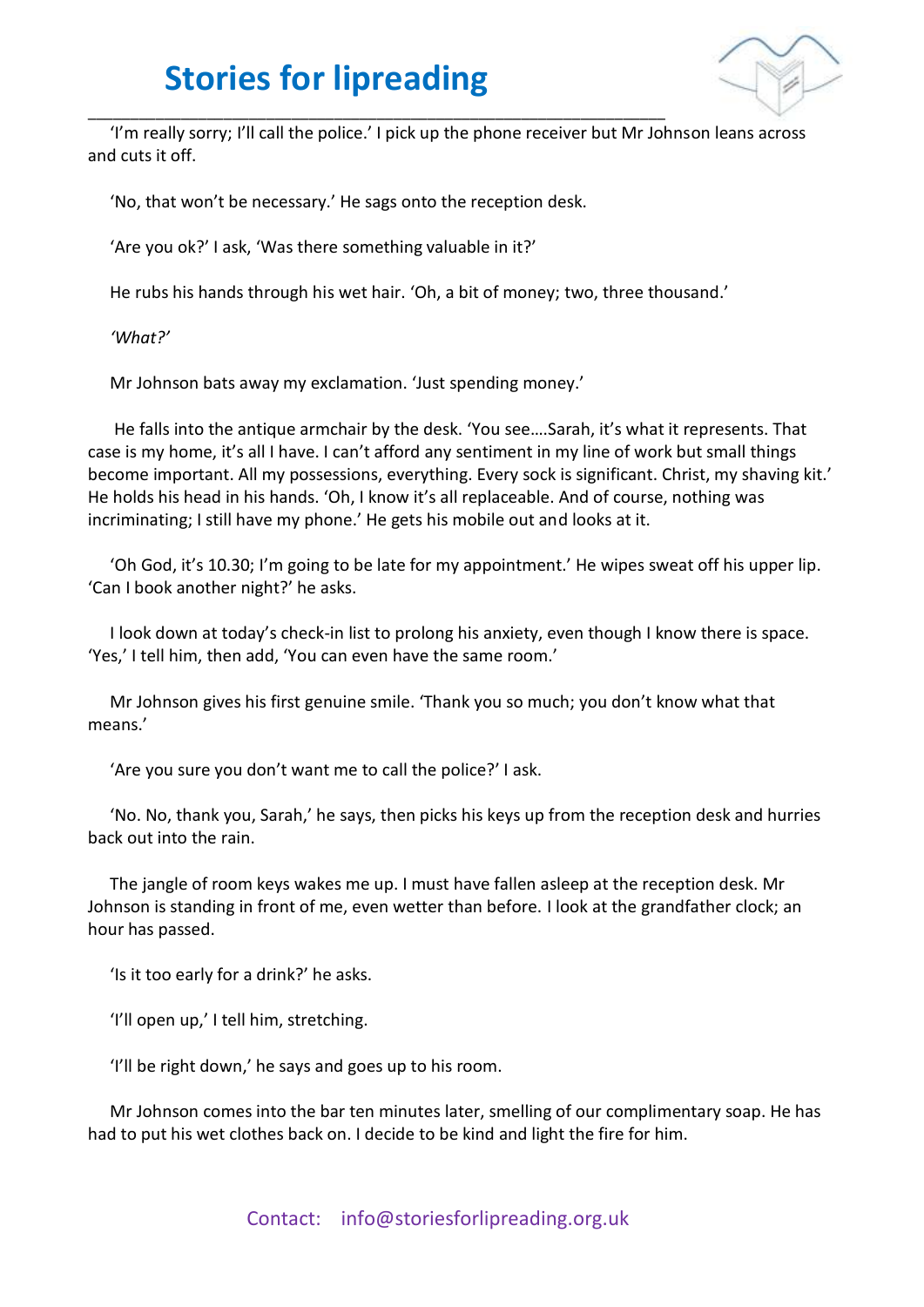'I'm really sorry; I'll call the police.' I pick up the phone receiver but Mr Johnson leans across and cuts it off.

'No, that won't be necessary.' He sags onto the reception desk.

'Are you ok?' I ask, 'Was there something valuable in it?'

He rubs his hands through his wet hair. 'Oh, a bit of money; two, three thousand.'

*'What?'*

Mr Johnson bats away my exclamation. 'Just spending money.'

He falls into the antique armchair by the desk. 'You see….Sarah, it's what it represents. That case is my home, it's all I have. I can't afford any sentiment in my line of work but small things become important. All my possessions, everything. Every sock is significant. Christ, my shaving kit.' He holds his head in his hands. 'Oh, I know it's all replaceable. And of course, nothing was incriminating; I still have my phone.' He gets his mobile out and looks at it.

'Oh God, it's 10.30; I'm going to be late for my appointment.' He wipes sweat off his upper lip. 'Can I book another night?' he asks.

I look down at today's check-in list to prolong his anxiety, even though I know there is space. 'Yes,' I tell him, then add, 'You can even have the same room.'

Mr Johnson gives his first genuine smile. 'Thank you so much; you don't know what that means.'

'Are you sure you don't want me to call the police?' I ask.

'No. No, thank you, Sarah,' he says, then picks his keys up from the reception desk and hurries back out into the rain.

The jangle of room keys wakes me up. I must have fallen asleep at the reception desk. Mr Johnson is standing in front of me, even wetter than before. I look at the grandfather clock; an hour has passed.

'Is it too early for a drink?' he asks.

'I'll open up,' I tell him, stretching.

'I'll be right down,' he says and goes up to his room.

Mr Johnson comes into the bar ten minutes later, smelling of our complimentary soap. He has had to put his wet clothes back on. I decide to be kind and light the fire for him.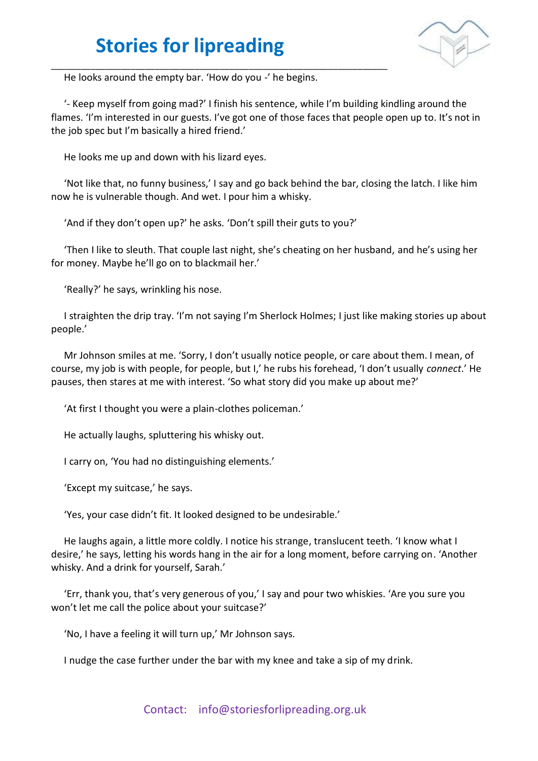He looks around the empty bar. 'How do you -' he begins.

'- Keep myself from going mad?' I finish his sentence, while I'm building kindling around the flames. 'I'm interested in our guests. I've got one of those faces that people open up to. It's not in the job spec but I'm basically a hired friend.'

He looks me up and down with his lizard eyes.

'Not like that, no funny business,' I say and go back behind the bar, closing the latch. I like him now he is vulnerable though. And wet. I pour him a whisky.

'And if they don't open up?' he asks. 'Don't spill their guts to you?'

'Then I like to sleuth. That couple last night, she's cheating on her husband, and he's using her for money. Maybe he'll go on to blackmail her.'

'Really?' he says, wrinkling his nose.

I straighten the drip tray. 'I'm not saying I'm Sherlock Holmes; I just like making stories up about people.'

Mr Johnson smiles at me. 'Sorry, I don't usually notice people, or care about them. I mean, of course, my job is with people, for people, but I,' he rubs his forehead, 'I don't usually *connect*.' He pauses, then stares at me with interest. 'So what story did you make up about me?'

'At first I thought you were a plain-clothes policeman.'

He actually laughs, spluttering his whisky out.

I carry on, 'You had no distinguishing elements.'

'Except my suitcase,' he says.

'Yes, your case didn't fit. It looked designed to be undesirable.'

He laughs again, a little more coldly. I notice his strange, translucent teeth. 'I know what I desire,' he says, letting his words hang in the air for a long moment, before carrying on. 'Another whisky. And a drink for yourself, Sarah.'

'Err, thank you, that's very generous of you,' I say and pour two whiskies. 'Are you sure you won't let me call the police about your suitcase?'

'No, I have a feeling it will turn up,' Mr Johnson says.

I nudge the case further under the bar with my knee and take a sip of my drink.